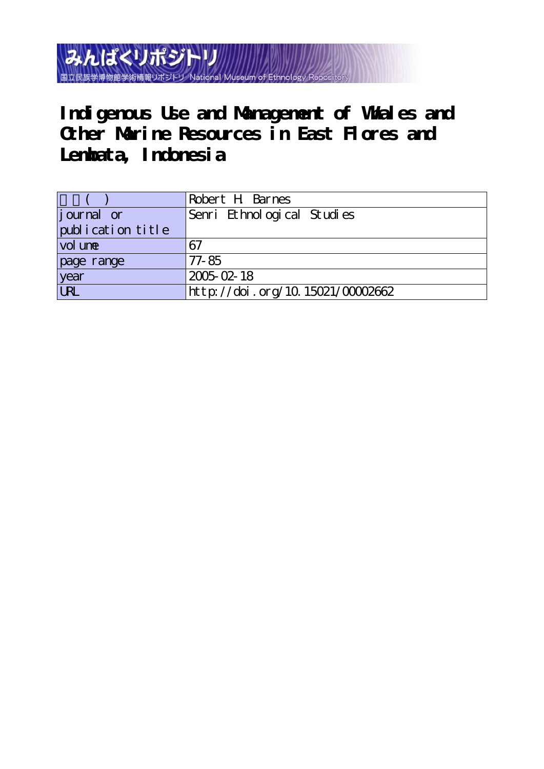# Indigenous Use and Management of Whales and Other Marine Resources in East Flores and Lembata, Indonesia

| 著者(英) | Robert H. Barnes |
|---|---|
| journal or publication title | Senri Ethnological Studies |
| volume | 67 |
| page range | 77-85 |
| year | 2005-02-18 |
| URL | http://doi.org/10.15021/00002662 |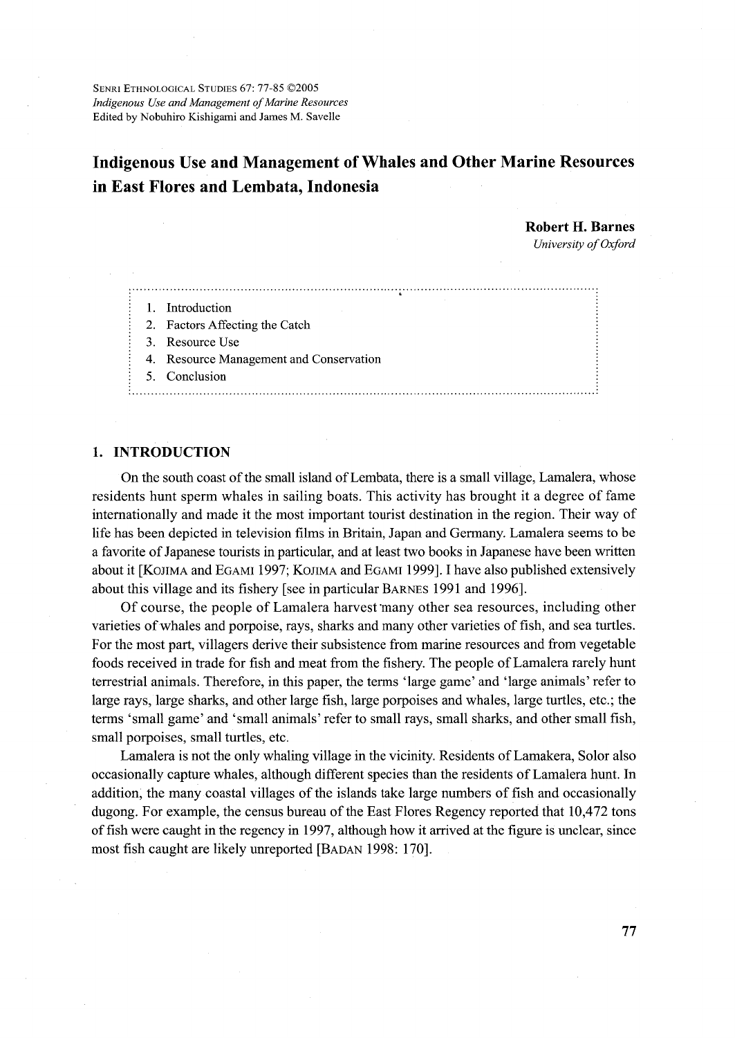# Indigenous Use and Management of Whales and Other Marine Resources in East Flores and Lembata, Indonesia

**Robert H. Barnes**
*University of Oxford*

1. Introduction
2. Factors Affecting the Catch
3. Resource Use
4. Resource Management and Conservation
5. Conclusion

## 1. INTRODUCTION

On the south coast of the small island of Lembata, there is a small village, Lamalera, whose residents hunt sperm whales in sailing boats. This activity has brought it a degree of fame internationally and made it the most important tourist destination in the region. Their way of life has been depicted in television films in Britain, Japan and Germany. Lamalera seems to be a favorite of Japanese tourists in particular, and at least two books in Japanese have been written about it [KOJIMA and EGAMI 1997; KOJIMA and EGAMI 1999]. I have also published extensively about this village and its fishery [see in particular BARNES 1991 and 1996].

Of course, the people of Lamalera harvest many other sea resources, including other varieties of whales and porpoise, rays, sharks and many other varieties of fish, and sea turtles. For the most part, villagers derive their subsistence from marine resources and from vegetable foods received in trade for fish and meat from the fishery. The people of Lamalera rarely hunt terrestrial animals. Therefore, in this paper, the terms 'large game' and 'large animals' refer to large rays, large sharks, and other large fish, large porpoises and whales, large turtles, etc.; the terms 'small game' and 'small animals' refer to small rays, small sharks, and other small fish, small porpoises, small turtles, etc.

Lamalera is not the only whaling village in the vicinity. Residents of Lamakera, Solor also occasionally capture whales, although different species than the residents of Lamalera hunt. In addition, the many coastal villages of the islands take large numbers of fish and occasionally dugong. For example, the census bureau of the East Flores Regency reported that 10,472 tons of fish were caught in the regency in 1997, although how it arrived at the figure is unclear, since most fish caught are likely unreported [BADAN 1998: 170].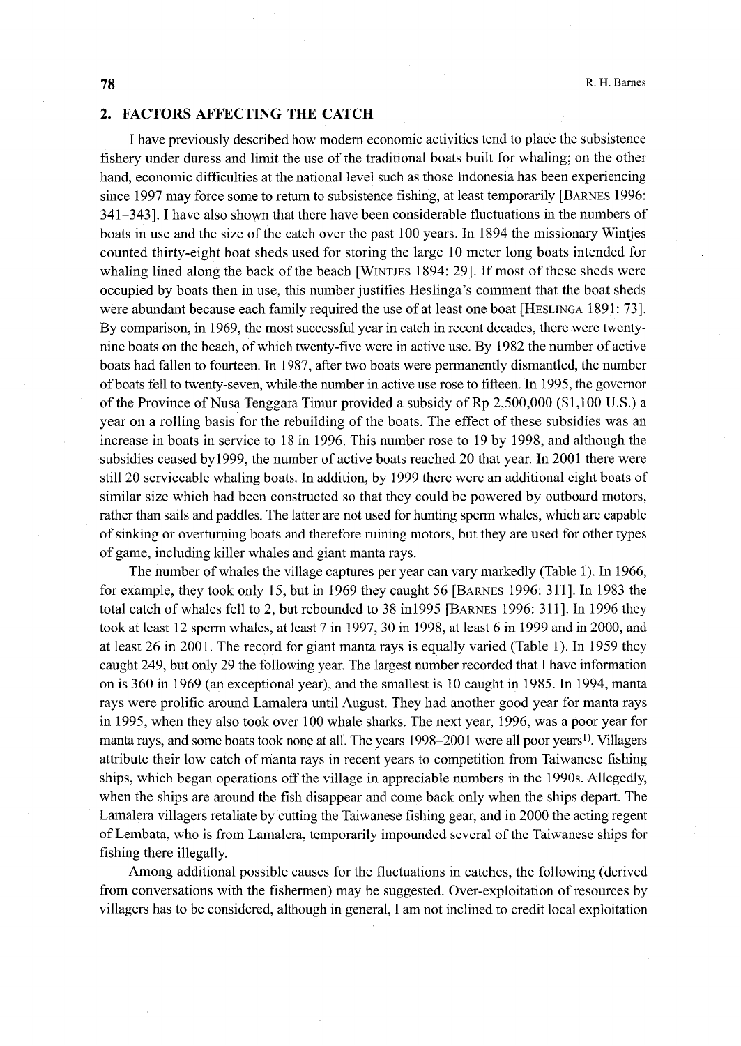## 2. FACTORS AFFECTING THE CATCH

I have previously described how modern economic activities tend to place the subsistence fishery under duress and limit the use of the traditional boats built for whaling; on the other hand, economic difficulties at the national level such as those Indonesia has been experiencing since 1997 may force some to return to subsistence fishing, at least temporarily [BARNES 1996: 341–343]. I have also shown that there have been considerable fluctuations in the numbers of boats in use and the size of the catch over the past 100 years. In 1894 the missionary Wintjes counted thirty-eight boat sheds used for storing the large 10 meter long boats intended for whaling lined along the back of the beach [WINTJES 1894: 29]. If most of these sheds were occupied by boats then in use, this number justifies Heslinga's comment that the boat sheds were abundant because each family required the use of at least one boat [HESLINGA 1891: 73]. By comparison, in 1969, the most successful year in catch in recent decades, there were twenty-nine boats on the beach, of which twenty-five were in active use. By 1982 the number of active boats had fallen to fourteen. In 1987, after two boats were permanently dismantled, the number of boats fell to twenty-seven, while the number in active use rose to fifteen. In 1995, the governor of the Province of Nusa Tenggara Timur provided a subsidy of Rp 2,500,000 ($1,100 U.S.) a year on a rolling basis for the rebuilding of the boats. The effect of these subsidies was an increase in boats in service to 18 in 1996. This number rose to 19 by 1998, and although the subsidies ceased by1999, the number of active boats reached 20 that year. In 2001 there were still 20 serviceable whaling boats. In addition, by 1999 there were an additional eight boats of similar size which had been constructed so that they could be powered by outboard motors, rather than sails and paddles. The latter are not used for hunting sperm whales, which are capable of sinking or overturning boats and therefore ruining motors, but they are used for other types of game, including killer whales and giant manta rays.

The number of whales the village captures per year can vary markedly (Table 1). In 1966, for example, they took only 15, but in 1969 they caught 56 [BARNES 1996: 311]. In 1983 the total catch of whales fell to 2, but rebounded to 38 in1995 [BARNES 1996: 311]. In 1996 they took at least 12 sperm whales, at least 7 in 1997, 30 in 1998, at least 6 in 1999 and in 2000, and at least 26 in 2001. The record for giant manta rays is equally varied (Table 1). In 1959 they caught 249, but only 29 the following year. The largest number recorded that I have information on is 360 in 1969 (an exceptional year), and the smallest is 10 caught in 1985. In 1994, manta rays were prolific around Lamalera until August. They had another good year for manta rays in 1995, when they also took over 100 whale sharks. The next year, 1996, was a poor year for manta rays, and some boats took none at all. The years 1998–2001 were all poor years[1]. Villagers attribute their low catch of manta rays in recent years to competition from Taiwanese fishing ships, which began operations off the village in appreciable numbers in the 1990s. Allegedly, when the ships are around the fish disappear and come back only when the ships depart. The Lamalera villagers retaliate by cutting the Taiwanese fishing gear, and in 2000 the acting regent of Lembata, who is from Lamalera, temporarily impounded several of the Taiwanese ships for fishing there illegally.

Among additional possible causes for the fluctuations in catches, the following (derived from conversations with the fishermen) may be suggested. Over-exploitation of resources by villagers has to be considered, although in general, I am not inclined to credit local exploitation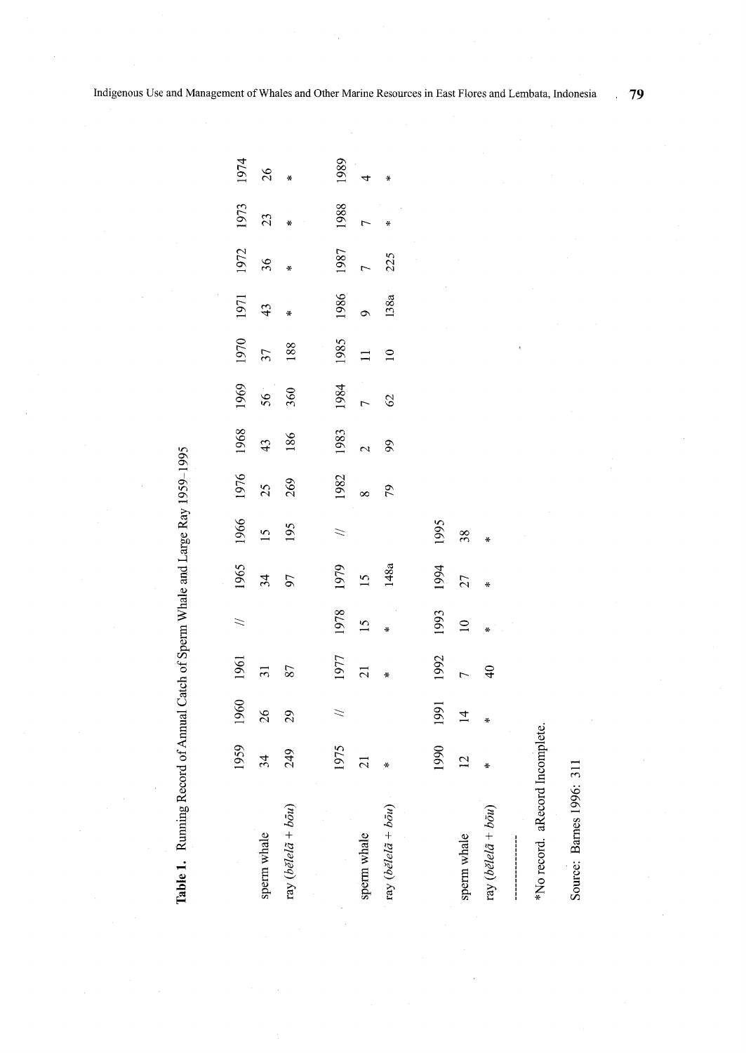**Table 1.** Running Record of Annual Catch of Sperm Whale and Large Ray 1959–1995

| | 1959 | 1960 | 1961 | // | 1965 | 1966 | 1976 | 1968 | 1969 | 1970 | 1971 | 1972 | 1973 | 1974 |
|---|---|---|---|---|---|---|---|---|---|---|---|---|---|---|
| sperm whale | 34 | 26 | 31 | | 34 | 15 | 25 | 43 | 56 | 37 | 43 | 36 | 23 | 26 |
| ray (*bĕlelā* + *bōu*) | 249 | 29 | 87 | | 97 | 195 | 269 | 186 | 360 | 188 | * | * | * | * |
| | **1975** | **//** | **1977** | **1978** | **1979** | **//** | **1982** | **1983** | **1984** | **1985** | **1986** | **1987** | **1988** | **1989** |
| sperm whale | 21 | | 21 | 15 | 15 | | 8 | 2 | 7 | 11 | 9 | 7 | 7 | 4 |
| ray (*bĕlelā* + *bōu*) | * | | * | * | 148a | | 79 | 99 | 62 | 10 | 138a | 225 | * | * |
| | **1990** | **1991** | **1992** | **1993** | **1994** | **1995** | | | | | | | | |
| sperm whale | 12 | 14 | 7 | 10 | 27 | 38 | | | | | | | | |
| ray (*bĕlelā* + *bōu*) | * | * | 40 | * | * | * | | | | | | | | |

*No record. aRecord Incomplete.

Source: Barnes 1996: 311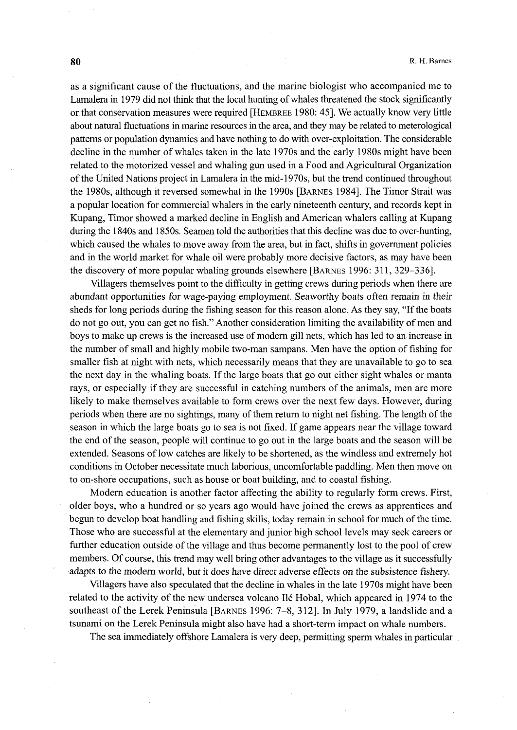as a significant cause of the fluctuations, and the marine biologist who accompanied me to Lamalera in 1979 did not think that the local hunting of whales threatened the stock significantly or that conservation measures were required [HEMBREE 1980: 45]. We actually know very little about natural fluctuations in marine resources in the area, and they may be related to meterological patterns or population dynamics and have nothing to do with over-exploitation. The considerable decline in the number of whales taken in the late 1970s and the early 1980s might have been related to the motorized vessel and whaling gun used in a Food and Agricultural Organization of the United Nations project in Lamalera in the mid-1970s, but the trend continued throughout the 1980s, although it reversed somewhat in the 1990s [BARNES 1984]. The Timor Strait was a popular location for commercial whalers in the early nineteenth century, and records kept in Kupang, Timor showed a marked decline in English and American whalers calling at Kupang during the 1840s and 1850s. Seamen told the authorities that this decline was due to over-hunting, which caused the whales to move away from the area, but in fact, shifts in government policies and in the world market for whale oil were probably more decisive factors, as may have been the discovery of more popular whaling grounds elsewhere [BARNES 1996: 311, 329–336].

Villagers themselves point to the difficulty in getting crews during periods when there are abundant opportunities for wage-paying employment. Seaworthy boats often remain in their sheds for long periods during the fishing season for this reason alone. As they say, "If the boats do not go out, you can get no fish." Another consideration limiting the availability of men and boys to make up crews is the increased use of modern gill nets, which has led to an increase in the number of small and highly mobile two-man sampans. Men have the option of fishing for smaller fish at night with nets, which necessarily means that they are unavailable to go to sea the next day in the whaling boats. If the large boats that go out either sight whales or manta rays, or especially if they are successful in catching numbers of the animals, men are more likely to make themselves available to form crews over the next few days. However, during periods when there are no sightings, many of them return to night net fishing. The length of the season in which the large boats go to sea is not fixed. If game appears near the village toward the end of the season, people will continue to go out in the large boats and the season will be extended. Seasons of low catches are likely to be shortened, as the windless and extremely hot conditions in October necessitate much laborious, uncomfortable paddling. Men then move on to on-shore occupations, such as house or boat building, and to coastal fishing.

Modern education is another factor affecting the ability to regularly form crews. First, older boys, who a hundred or so years ago would have joined the crews as apprentices and begun to develop boat handling and fishing skills, today remain in school for much of the time. Those who are successful at the elementary and junior high school levels may seek careers or further education outside of the village and thus become permanently lost to the pool of crew members. Of course, this trend may well bring other advantages to the village as it successfully adapts to the modern world, but it does have direct adverse effects on the subsistence fishery.

Villagers have also speculated that the decline in whales in the late 1970s might have been related to the activity of the new undersea volcano Ilé Hobal, which appeared in 1974 to the southeast of the Lerek Peninsula [BARNES 1996: 7–8, 312]. In July 1979, a landslide and a tsunami on the Lerek Peninsula might also have had a short-term impact on whale numbers.

The sea immediately offshore Lamalera is very deep, permitting sperm whales in particular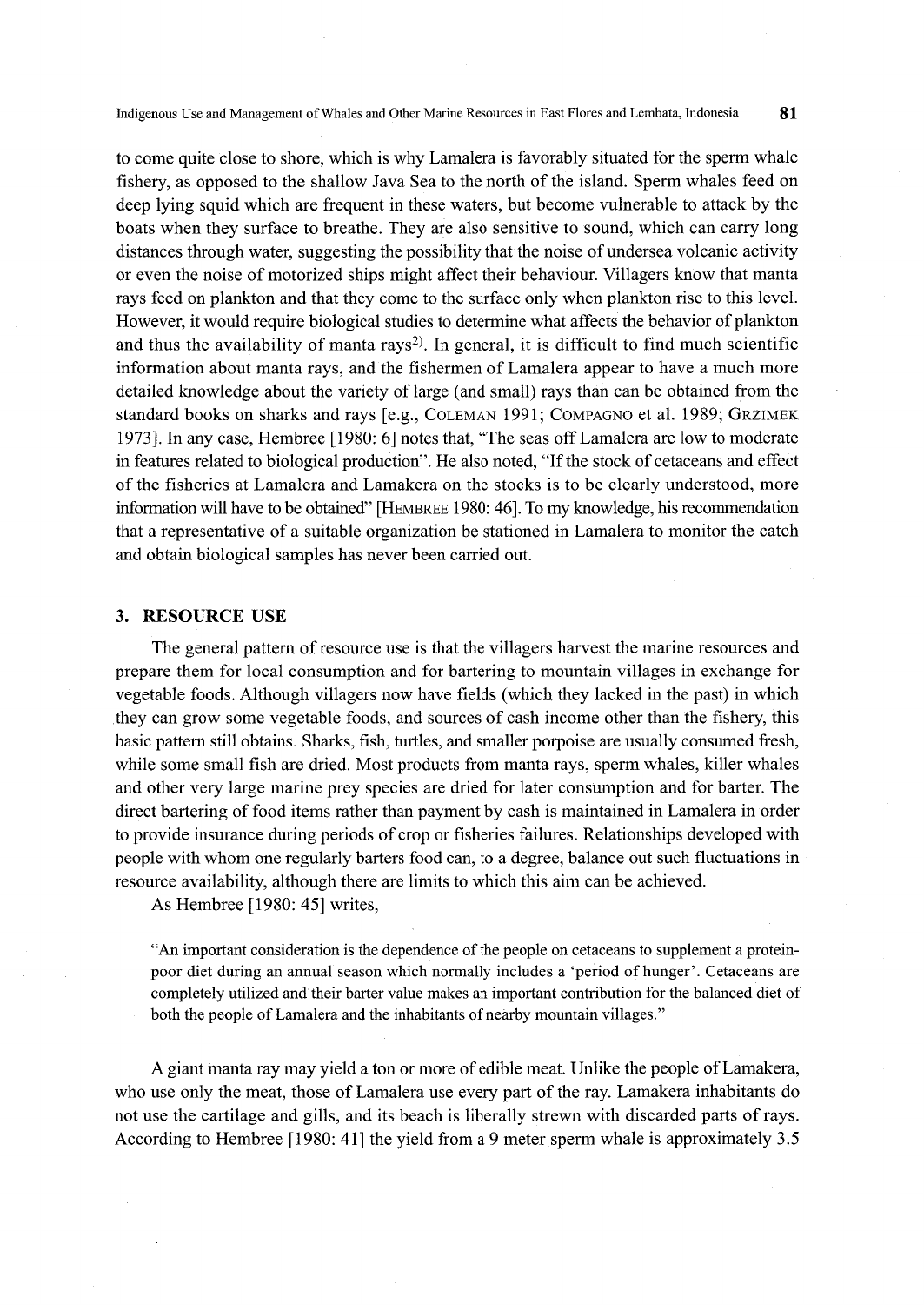to come quite close to shore, which is why Lamalera is favorably situated for the sperm whale fishery, as opposed to the shallow Java Sea to the north of the island. Sperm whales feed on deep lying squid which are frequent in these waters, but become vulnerable to attack by the boats when they surface to breathe. They are also sensitive to sound, which can carry long distances through water, suggesting the possibility that the noise of undersea volcanic activity or even the noise of motorized ships might affect their behaviour. Villagers know that manta rays feed on plankton and that they come to the surface only when plankton rise to this level. However, it would require biological studies to determine what affects the behavior of plankton and thus the availability of manta rays[2]. In general, it is difficult to find much scientific information about manta rays, and the fishermen of Lamalera appear to have a much more detailed knowledge about the variety of large (and small) rays than can be obtained from the standard books on sharks and rays [e.g., COLEMAN 1991; COMPAGNO et al. 1989; GRZIMEK 1973]. In any case, Hembree [1980: 6] notes that, "The seas off Lamalera are low to moderate in features related to biological production". He also noted, "If the stock of cetaceans and effect of the fisheries at Lamalera and Lamakera on the stocks is to be clearly understood, more information will have to be obtained" [HEMBREE 1980: 46]. To my knowledge, his recommendation that a representative of a suitable organization be stationed in Lamalera to monitor the catch and obtain biological samples has never been carried out.

## 3. RESOURCE USE

The general pattern of resource use is that the villagers harvest the marine resources and prepare them for local consumption and for bartering to mountain villages in exchange for vegetable foods. Although villagers now have fields (which they lacked in the past) in which they can grow some vegetable foods, and sources of cash income other than the fishery, this basic pattern still obtains. Sharks, fish, turtles, and smaller porpoise are usually consumed fresh, while some small fish are dried. Most products from manta rays, sperm whales, killer whales and other very large marine prey species are dried for later consumption and for barter. The direct bartering of food items rather than payment by cash is maintained in Lamalera in order to provide insurance during periods of crop or fisheries failures. Relationships developed with people with whom one regularly barters food can, to a degree, balance out such fluctuations in resource availability, although there are limits to which this aim can be achieved.

As Hembree [1980: 45] writes,

> "An important consideration is the dependence of the people on cetaceans to supplement a protein-poor diet during an annual season which normally includes a 'period of hunger'. Cetaceans are completely utilized and their barter value makes an important contribution for the balanced diet of both the people of Lamalera and the inhabitants of nearby mountain villages."

A giant manta ray may yield a ton or more of edible meat. Unlike the people of Lamakera, who use only the meat, those of Lamalera use every part of the ray. Lamakera inhabitants do not use the cartilage and gills, and its beach is liberally strewn with discarded parts of rays. According to Hembree [1980: 41] the yield from a 9 meter sperm whale is approximately 3.5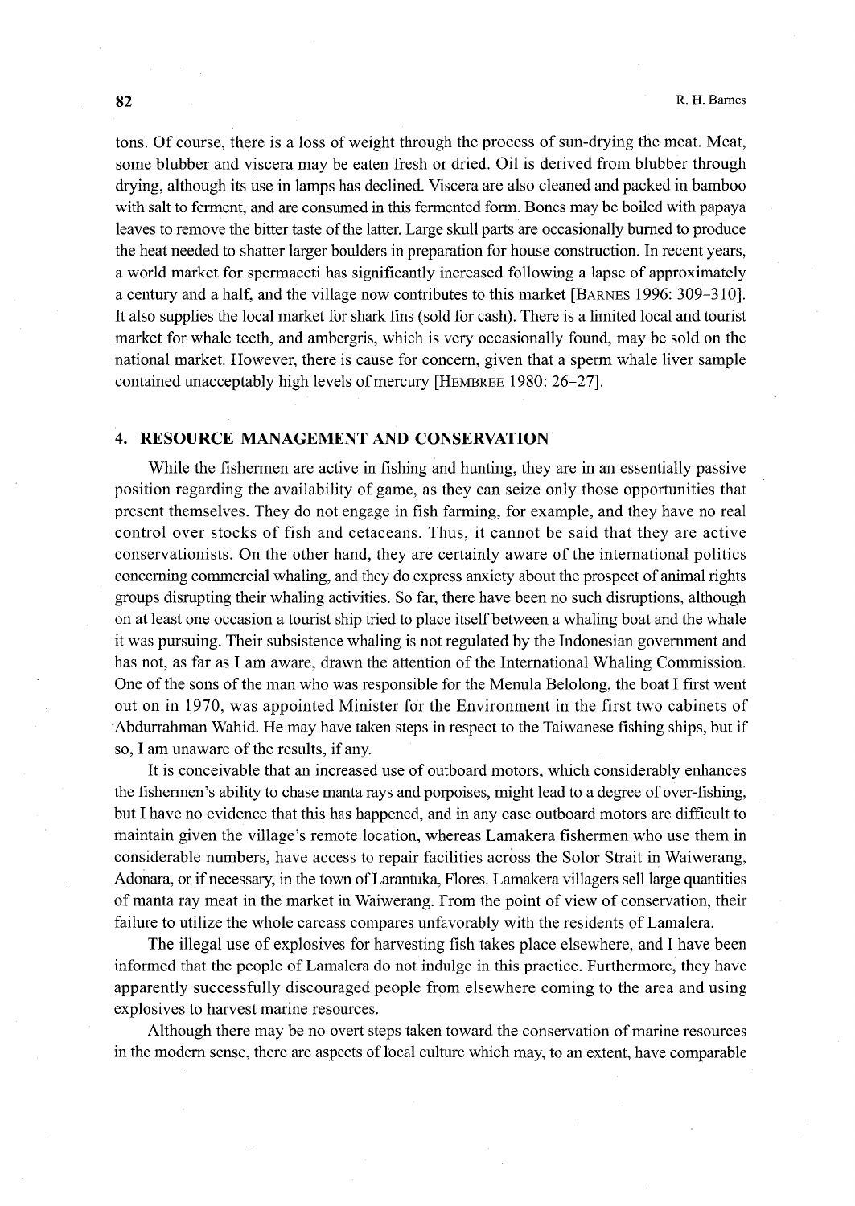tons. Of course, there is a loss of weight through the process of sun-drying the meat. Meat, some blubber and viscera may be eaten fresh or dried. Oil is derived from blubber through drying, although its use in lamps has declined. Viscera are also cleaned and packed in bamboo with salt to ferment, and are consumed in this fermented form. Bones may be boiled with papaya leaves to remove the bitter taste of the latter. Large skull parts are occasionally burned to produce the heat needed to shatter larger boulders in preparation for house construction. In recent years, a world market for spermaceti has significantly increased following a lapse of approximately a century and a half, and the village now contributes to this market [Barnes 1996: 309–310]. It also supplies the local market for shark fins (sold for cash). There is a limited local and tourist market for whale teeth, and ambergris, which is very occasionally found, may be sold on the national market. However, there is cause for concern, given that a sperm whale liver sample contained unacceptably high levels of mercury [Hembree 1980: 26–27].

## 4. RESOURCE MANAGEMENT AND CONSERVATION

While the fishermen are active in fishing and hunting, they are in an essentially passive position regarding the availability of game, as they can seize only those opportunities that present themselves. They do not engage in fish farming, for example, and they have no real control over stocks of fish and cetaceans. Thus, it cannot be said that they are active conservationists. On the other hand, they are certainly aware of the international politics concerning commercial whaling, and they do express anxiety about the prospect of animal rights groups disrupting their whaling activities. So far, there have been no such disruptions, although on at least one occasion a tourist ship tried to place itself between a whaling boat and the whale it was pursuing. Their subsistence whaling is not regulated by the Indonesian government and has not, as far as I am aware, drawn the attention of the International Whaling Commission. One of the sons of the man who was responsible for the Menula Belolong, the boat I first went out on in 1970, was appointed Minister for the Environment in the first two cabinets of Abdurrahman Wahid. He may have taken steps in respect to the Taiwanese fishing ships, but if so, I am unaware of the results, if any.

It is conceivable that an increased use of outboard motors, which considerably enhances the fishermen's ability to chase manta rays and porpoises, might lead to a degree of over-fishing, but I have no evidence that this has happened, and in any case outboard motors are difficult to maintain given the village's remote location, whereas Lamakera fishermen who use them in considerable numbers, have access to repair facilities across the Solor Strait in Waiwerang, Adonara, or if necessary, in the town of Larantuka, Flores. Lamakera villagers sell large quantities of manta ray meat in the market in Waiwerang. From the point of view of conservation, their failure to utilize the whole carcass compares unfavorably with the residents of Lamalera.

The illegal use of explosives for harvesting fish takes place elsewhere, and I have been informed that the people of Lamalera do not indulge in this practice. Furthermore, they have apparently successfully discouraged people from elsewhere coming to the area and using explosives to harvest marine resources.

Although there may be no overt steps taken toward the conservation of marine resources in the modern sense, there are aspects of local culture which may, to an extent, have comparable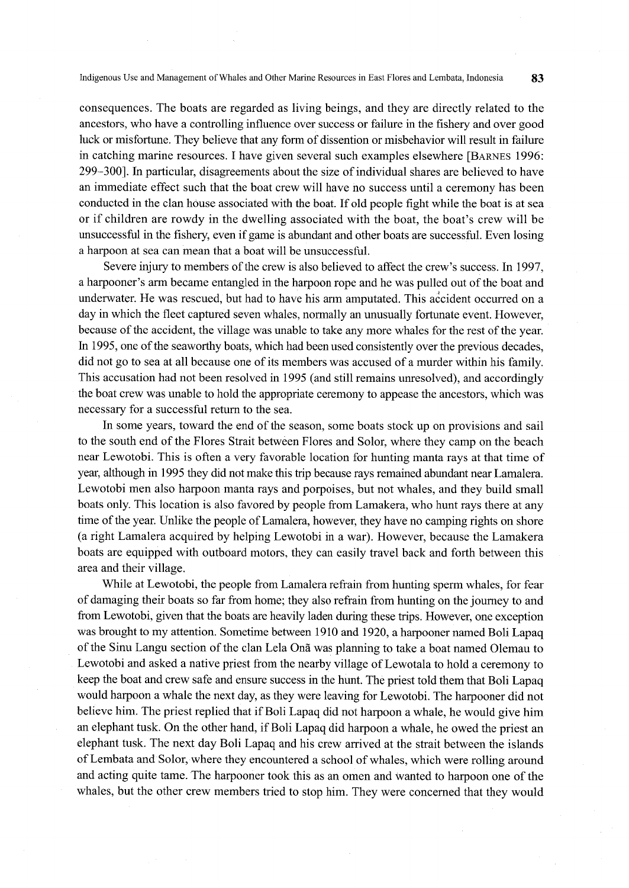consequences. The boats are regarded as living beings, and they are directly related to the ancestors, who have a controlling influence over success or failure in the fishery and over good luck or misfortune. They believe that any form of dissention or misbehavior will result in failure in catching marine resources. I have given several such examples elsewhere [Barnes 1996: 299–300]. In particular, disagreements about the size of individual shares are believed to have an immediate effect such that the boat crew will have no success until a ceremony has been conducted in the clan house associated with the boat. If old people fight while the boat is at sea or if children are rowdy in the dwelling associated with the boat, the boat's crew will be unsuccessful in the fishery, even if game is abundant and other boats are successful. Even losing a harpoon at sea can mean that a boat will be unsuccessful.

Severe injury to members of the crew is also believed to affect the crew's success. In 1997, a harpooner's arm became entangled in the harpoon rope and he was pulled out of the boat and underwater. He was rescued, but had to have his arm amputated. This accident occurred on a day in which the fleet captured seven whales, normally an unusually fortunate event. However, because of the accident, the village was unable to take any more whales for the rest of the year. In 1995, one of the seaworthy boats, which had been used consistently over the previous decades, did not go to sea at all because one of its members was accused of a murder within his family. This accusation had not been resolved in 1995 (and still remains unresolved), and accordingly the boat crew was unable to hold the appropriate ceremony to appease the ancestors, which was necessary for a successful return to the sea.

In some years, toward the end of the season, some boats stock up on provisions and sail to the south end of the Flores Strait between Flores and Solor, where they camp on the beach near Lewotobi. This is often a very favorable location for hunting manta rays at that time of year, although in 1995 they did not make this trip because rays remained abundant near Lamalera. Lewotobi men also harpoon manta rays and porpoises, but not whales, and they build small boats only. This location is also favored by people from Lamakera, who hunt rays there at any time of the year. Unlike the people of Lamalera, however, they have no camping rights on shore (a right Lamalera acquired by helping Lewotobi in a war). However, because the Lamakera boats are equipped with outboard motors, they can easily travel back and forth between this area and their village.

While at Lewotobi, the people from Lamalera refrain from hunting sperm whales, for fear of damaging their boats so far from home; they also refrain from hunting on the journey to and from Lewotobi, given that the boats are heavily laden during these trips. However, one exception was brought to my attention. Sometime between 1910 and 1920, a harpooner named Boli Lapaq of the Sinu Langu section of the clan Lela Onã was planning to take a boat named Olemau to Lewotobi and asked a native priest from the nearby village of Lewotala to hold a ceremony to keep the boat and crew safe and ensure success in the hunt. The priest told them that Boli Lapaq would harpoon a whale the next day, as they were leaving for Lewotobi. The harpooner did not believe him. The priest replied that if Boli Lapaq did not harpoon a whale, he would give him an elephant tusk. On the other hand, if Boli Lapaq did harpoon a whale, he owed the priest an elephant tusk. The next day Boli Lapaq and his crew arrived at the strait between the islands of Lembata and Solor, where they encountered a school of whales, which were rolling around and acting quite tame. The harpooner took this as an omen and wanted to harpoon one of the whales, but the other crew members tried to stop him. They were concerned that they would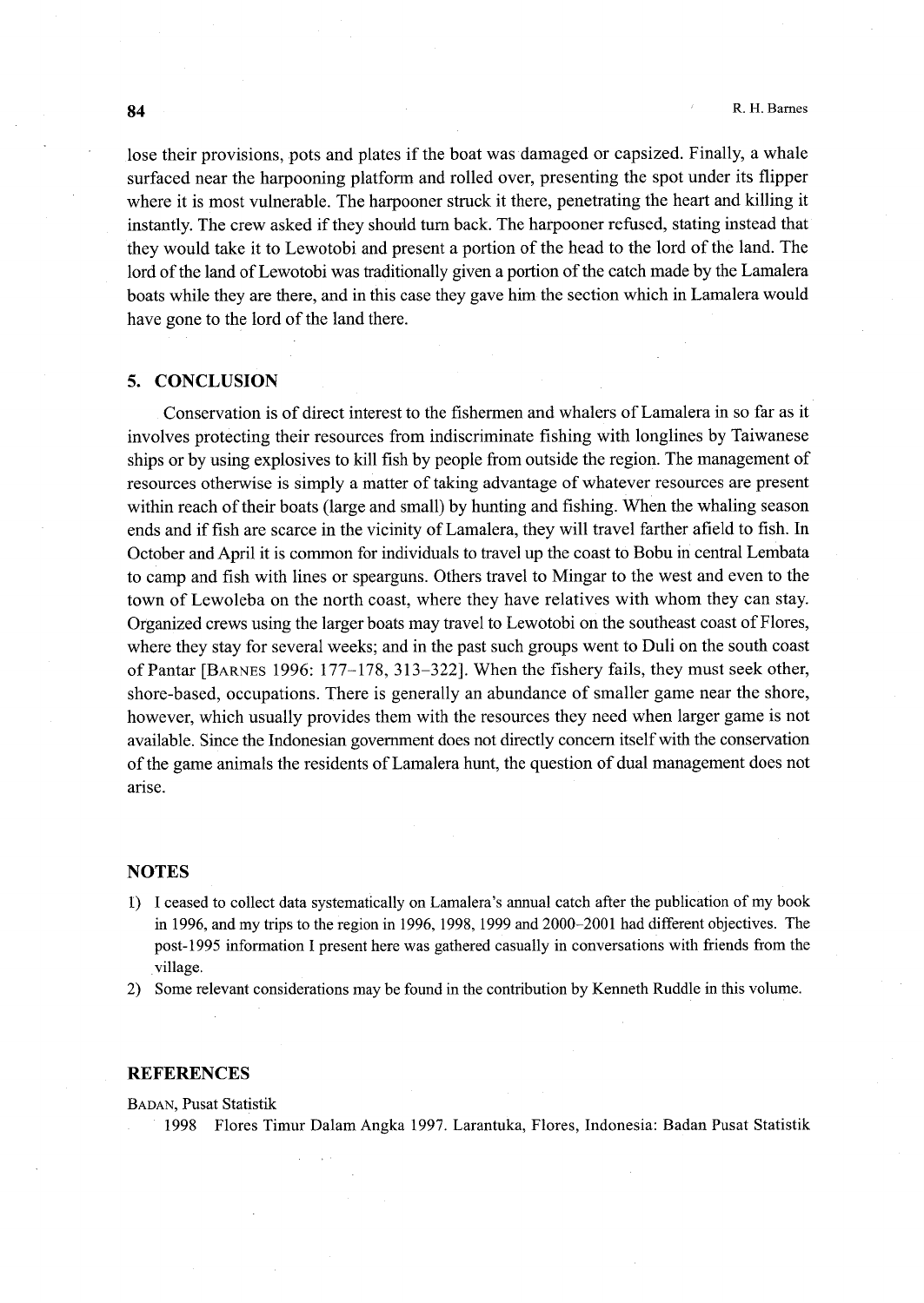lose their provisions, pots and plates if the boat was damaged or capsized. Finally, a whale surfaced near the harpooning platform and rolled over, presenting the spot under its flipper where it is most vulnerable. The harpooner struck it there, penetrating the heart and killing it instantly. The crew asked if they should turn back. The harpooner refused, stating instead that they would take it to Lewotobi and present a portion of the head to the lord of the land. The lord of the land of Lewotobi was traditionally given a portion of the catch made by the Lamalera boats while they are there, and in this case they gave him the section which in Lamalera would have gone to the lord of the land there.

## 5. CONCLUSION

Conservation is of direct interest to the fishermen and whalers of Lamalera in so far as it involves protecting their resources from indiscriminate fishing with longlines by Taiwanese ships or by using explosives to kill fish by people from outside the region. The management of resources otherwise is simply a matter of taking advantage of whatever resources are present within reach of their boats (large and small) by hunting and fishing. When the whaling season ends and if fish are scarce in the vicinity of Lamalera, they will travel farther afield to fish. In October and April it is common for individuals to travel up the coast to Bobu in central Lembata to camp and fish with lines or spearguns. Others travel to Mingar to the west and even to the town of Lewoleba on the north coast, where they have relatives with whom they can stay. Organized crews using the larger boats may travel to Lewotobi on the southeast coast of Flores, where they stay for several weeks; and in the past such groups went to Duli on the south coast of Pantar [Barnes 1996: 177–178, 313–322]. When the fishery fails, they must seek other, shore-based, occupations. There is generally an abundance of smaller game near the shore, however, which usually provides them with the resources they need when larger game is not available. Since the Indonesian government does not directly concern itself with the conservation of the game animals the residents of Lamalera hunt, the question of dual management does not arise.

## NOTES

1) I ceased to collect data systematically on Lamalera's annual catch after the publication of my book in 1996, and my trips to the region in 1996, 1998, 1999 and 2000–2001 had different objectives. The post-1995 information I present here was gathered casually in conversations with friends from the village.
2) Some relevant considerations may be found in the contribution by Kenneth Ruddle in this volume.

## REFERENCES

Badan, Pusat Statistik

1998 Flores Timur Dalam Angka 1997. Larantuka, Flores, Indonesia: Badan Pusat Statistik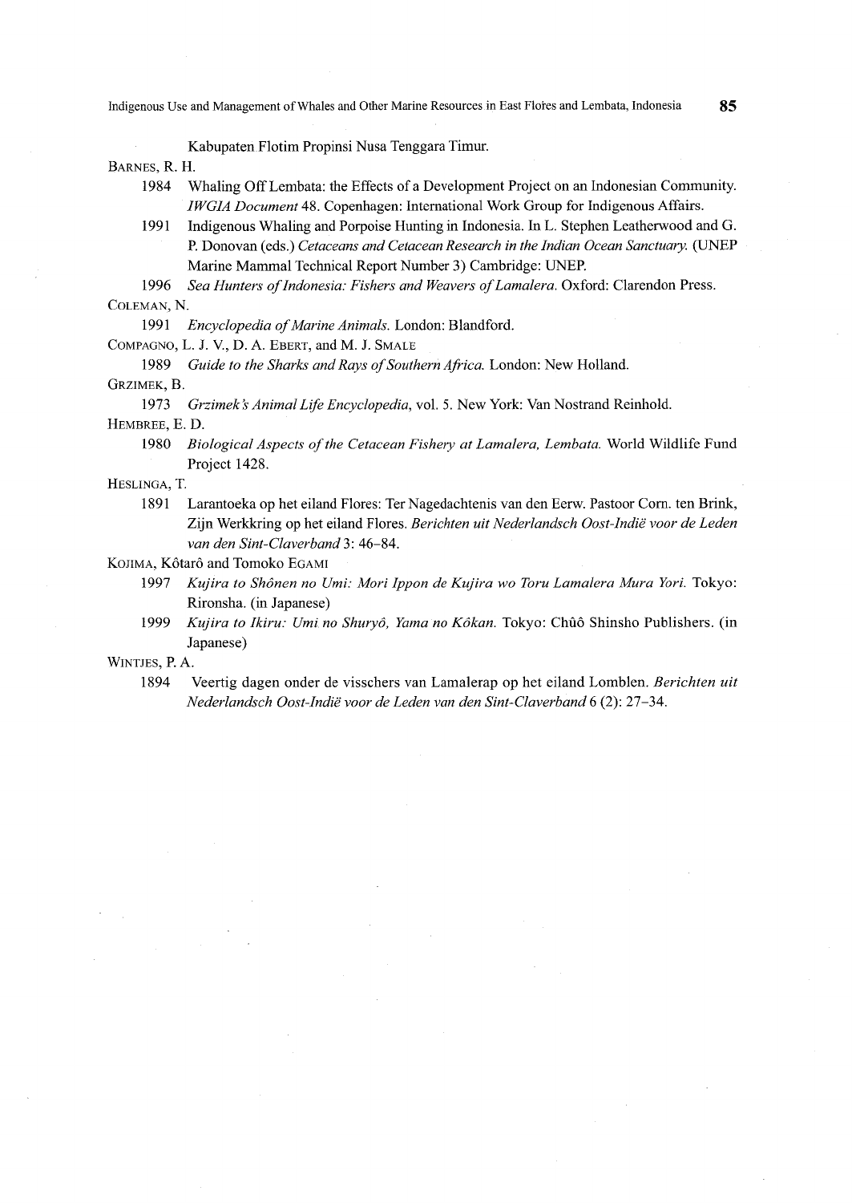Kabupaten Flotim Propinsi Nusa Tenggara Timur.

BARNES, R. H.

1984 Whaling Off Lembata: the Effects of a Development Project on an Indonesian Community. *IWGIA Document* 48. Copenhagen: International Work Group for Indigenous Affairs.

1991 Indigenous Whaling and Porpoise Hunting in Indonesia. In L. Stephen Leatherwood and G. P. Donovan (eds.) *Cetaceans and Cetacean Research in the Indian Ocean Sanctuary.* (UNEP Marine Mammal Technical Report Number 3) Cambridge: UNEP.

1996 *Sea Hunters of Indonesia: Fishers and Weavers of Lamalera.* Oxford: Clarendon Press.

COLEMAN, N.

1991 *Encyclopedia of Marine Animals.* London: Blandford.

COMPAGNO, L. J. V., D. A. EBERT, and M. J. SMALE

1989 *Guide to the Sharks and Rays of Southern Africa.* London: New Holland.

GRZIMEK, B.

1973 *Grzimek's Animal Life Encyclopedia*, vol. 5. New York: Van Nostrand Reinhold.

HEMBREE, E. D.

1980 *Biological Aspects of the Cetacean Fishery at Lamalera, Lembata.* World Wildlife Fund Project 1428.

HESLINGA, T.

1891 Larantoeka op het eiland Flores: Ter Nagedachtenis van den Eerw. Pastoor Corn. ten Brink, Zijn Werkkring op het eiland Flores. *Berichten uit Nederlandsch Oost-Indië voor de Leden van den Sint-Claverband* 3: 46–84.

KOJIMA, Kôtarô and Tomoko EGAMI

1997 *Kujira to Shônen no Umi: Mori Ippon de Kujira wo Toru Lamalera Mura Yori.* Tokyo: Rironsha. (in Japanese)

1999 *Kujira to Ikiru: Umi no Shuryô, Yama no Kôkan.* Tokyo: Chûô Shinsho Publishers. (in Japanese)

WINTJES, P. A.

1894 Veertig dagen onder de visschers van Lamalerap op het eiland Lomblen. *Berichten uit Nederlandsch Oost-Indië voor de Leden van den Sint-Claverband* 6 (2): 27–34.